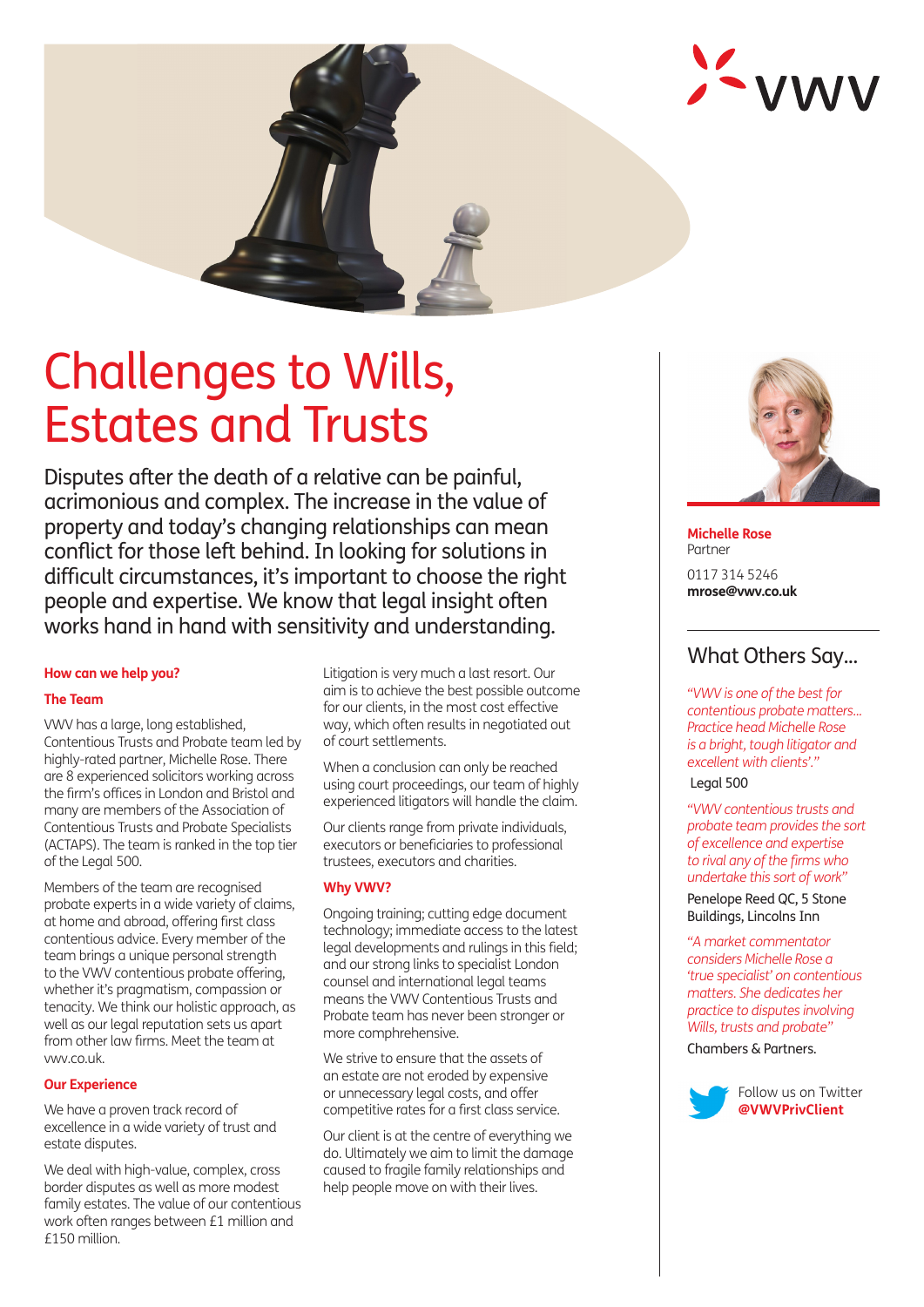# Challenges to Wills, Estates and Trusts

Disputes after the death of a relative can be painful, acrimonious and complex. The increase in the value of property and today's changing relationships can mean conflict for those left behind. In looking for solutions in difficult circumstances, it's important to choose the right people and expertise. We know that legal insight often works hand in hand with sensitivity and understanding.

## How can we help you?

### The Team

VWV has a large, long established, Contentious Trusts and Probate team led by highly-rated partner, Michelle Rose. There are 8 experienced solicitors working across the firm's offices in London and Bristol and many are members of the Association of Contentious Trusts and Probate Specialists (ACTAPS). The team is ranked in the top tier of the Legal 500.

Members of the team are recognised probate experts in a wide variety of claims, at home and abroad, offering first class contentious advice. Every member of the team brings a unique personal strength to the VWV contentious probate offering, whether it's pragmatism, compassion or tenacity. We think our holistic approach, as well as our legal reputation sets us apart from other law firms. Meet the team at vwv.co.uk.

### Our Experience

We have a proven track record of excellence in a wide variety of trust and estate disputes.

We deal with high-value, complex, cross border disputes as well as more modest family estates. The value of our contentious work often ranges between £1 million and £150 million.

Litigation is very much a last resort. Our aim is to achieve the best possible outcome for our clients, in the most cost effective way, which often results in negotiated out of court settlements.

When a conclusion can only be reached using court proceedings, our team of highly experienced litigators will handle the claim.

Our clients range from private individuals, executors or beneficiaries to professional trustees, executors and charities.

### Why VWV?

Ongoing training; cutting edge document technology; immediate access to the latest legal developments and rulings in this field; and our strong links to specialist London counsel and international legal teams means the VWV Contentious Trusts and Probate team has never been stronger or more comphrehensive.

We strive to ensure that the assets of an estate are not eroded by expensive or unnecessary legal costs, and offer competitive rates for a first class service.

Our client is at the centre of everything we do. Ultimately we aim to limit the damage caused to fragile family relationships and help people move on with their lives.

**Michelle Rose**
Partner

0117 314 5246
**mrose@vwv.co.uk**

## What Others Say...

*"VWV is one of the best for contentious probate matters... Practice head Michelle Rose is a bright, tough litigator and excellent with clients'."*

Legal 500

*"VWV contentious trusts and probate team provides the sort of excellence and expertise to rival any of the firms who undertake this sort of work"*

Penelope Reed QC, 5 Stone Buildings, Lincolns Inn

*"A market commentator considers Michelle Rose a 'true specialist' on contentious matters. She dedicates her practice to disputes involving Wills, trusts and probate"*

Chambers & Partners.

Follow us on Twitter **@VWVPrivClient**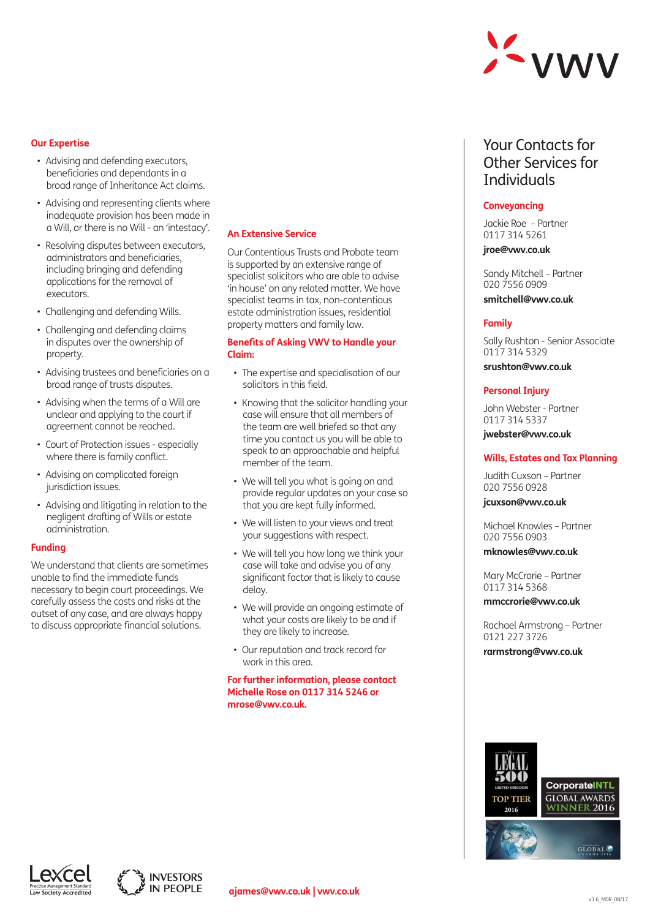## Our Expertise

- Advising and defending executors, beneficiaries and dependants in a broad range of Inheritance Act claims.
- Advising and representing clients where inadequate provision has been made in a Will, or there is no Will - an 'intestacy'.
- Resolving disputes between executors, administrators and beneficiaries, including bringing and defending applications for the removal of executors.
- Challenging and defending Wills.
- Challenging and defending claims in disputes over the ownership of property.
- Advising trustees and beneficiaries on a broad range of trusts disputes.
- Advising when the terms of a Will are unclear and applying to the court if agreement cannot be reached.
- Court of Protection issues - especially where there is family conflict.
- Advising on complicated foreign jurisdiction issues.
- Advising and litigating in relation to the negligent drafting of Wills or estate administration.

## Funding

We understand that clients are sometimes unable to find the immediate funds necessary to begin court proceedings. We carefully assess the costs and risks at the outset of any case, and are always happy to discuss appropriate financial solutions.

## An Extensive Service

Our Contentious Trusts and Probate team is supported by an extensive range of specialist solicitors who are able to advise 'in house' on any related matter. We have specialist teams in tax, non-contentious estate administration issues, residential property matters and family law.

## Benefits of Asking VWV to Handle your Claim:

- The expertise and specialisation of our solicitors in this field.
- Knowing that the solicitor handling your case will ensure that all members of the team are well briefed so that any time you contact us you will be able to speak to an approachable and helpful member of the team.
- We will tell you what is going on and provide regular updates on your case so that you are kept fully informed.
- We will listen to your views and treat your suggestions with respect.
- We will tell you how long we think your case will take and advise you of any significant factor that is likely to cause delay.
- We will provide an ongoing estimate of what your costs are likely to be and if they are likely to increase.
- Our reputation and track record for work in this area.

**For further information, please contact Michelle Rose on 0117 314 5246 or mrose@vwv.co.uk.**

# Your Contacts for Other Services for Individuals

### Conveyancing

Jackie Roe – Partner
0117 314 5261
**jroe@vwv.co.uk**

Sandy Mitchell – Partner
020 7556 0909
**smitchell@vwv.co.uk**

### Family

Sally Rushton - Senior Associate
0117 314 5329
**srushton@vwv.co.uk**

### Personal Injury

John Webster - Partner
0117 314 5337
**jwebster@vwv.co.uk**

### Wills, Estates and Tax Planning

Judith Cuxson – Partner
020 7556 0928
**jcuxson@vwv.co.uk**

Michael Knowles – Partner
020 7556 0903
**mknowles@vwv.co.uk**

Mary McCrorie – Partner
0117 314 5368
**mmccrorie@vwv.co.uk**

Rachael Armstrong – Partner
0121 227 3726
**rarmstrong@vwv.co.uk**

**ajames@vwv.co.uk | vwv.co.uk**

v1.6_MDR_08/17